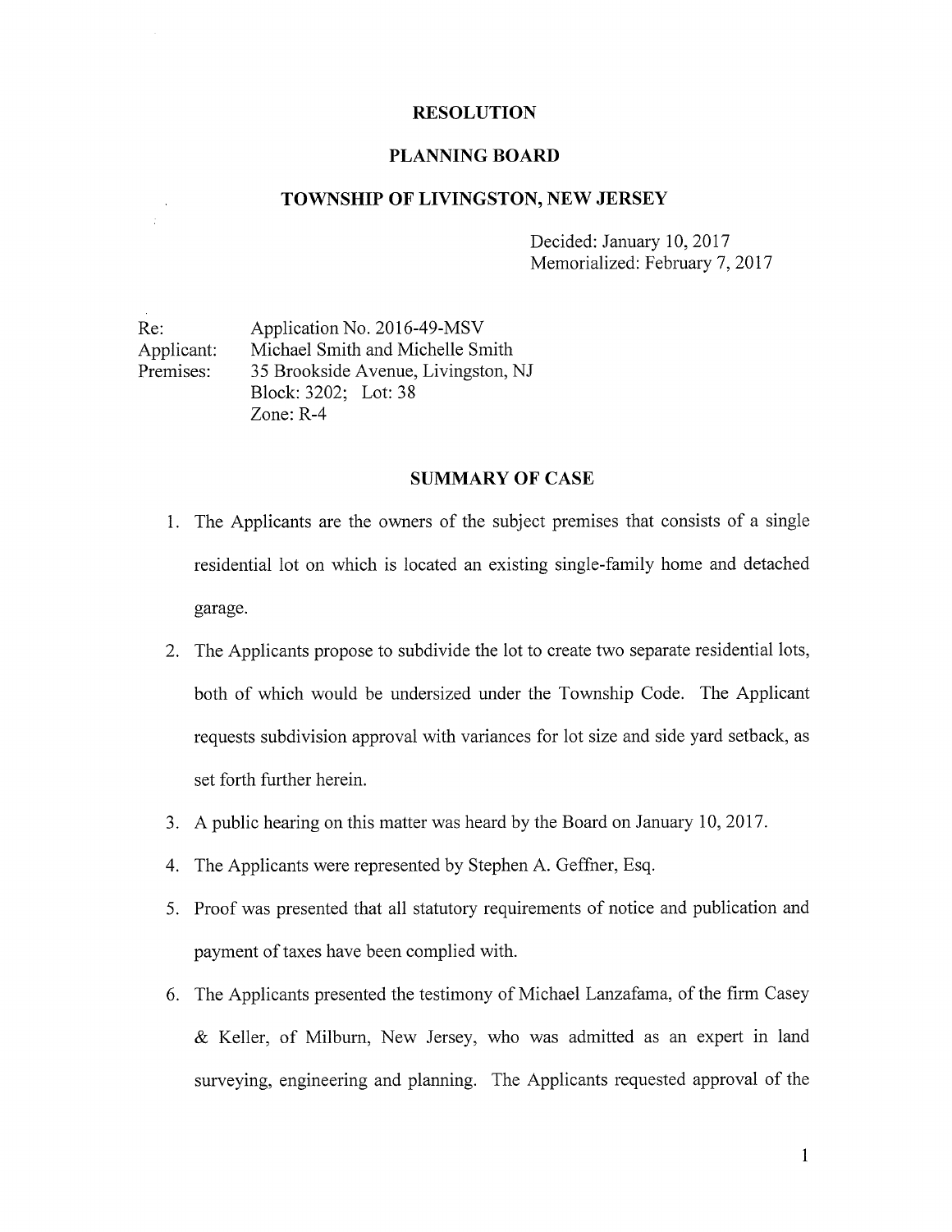**RESOLUTION**

**PLANNING BOARD**

**TOWNSHIP OF LIVINGSTON, NEW JERSEY**

Decided: January 10, 2017
Memorialized: February 7, 2017

Re: Application No. 2016-49-MSV
Applicant: Michael Smith and Michelle Smith
Premises: 35 Brookside Avenue, Livingston, NJ
Block: 3202; Lot: 38
Zone: R-4

**SUMMARY OF CASE**

1. The Applicants are the owners of the subject premises that consists of a single residential lot on which is located an existing single-family home and detached garage.
2. The Applicants propose to subdivide the lot to create two separate residential lots, both of which would be undersized under the Township Code. The Applicant requests subdivision approval with variances for lot size and side yard setback, as set forth further herein.
3. A public hearing on this matter was heard by the Board on January 10, 2017.
4. The Applicants were represented by Stephen A. Geffner, Esq.
5. Proof was presented that all statutory requirements of notice and publication and payment of taxes have been complied with.
6. The Applicants presented the testimony of Michael Lanzafama, of the firm Casey & Keller, of Milburn, New Jersey, who was admitted as an expert in land surveying, engineering and planning. The Applicants requested approval of the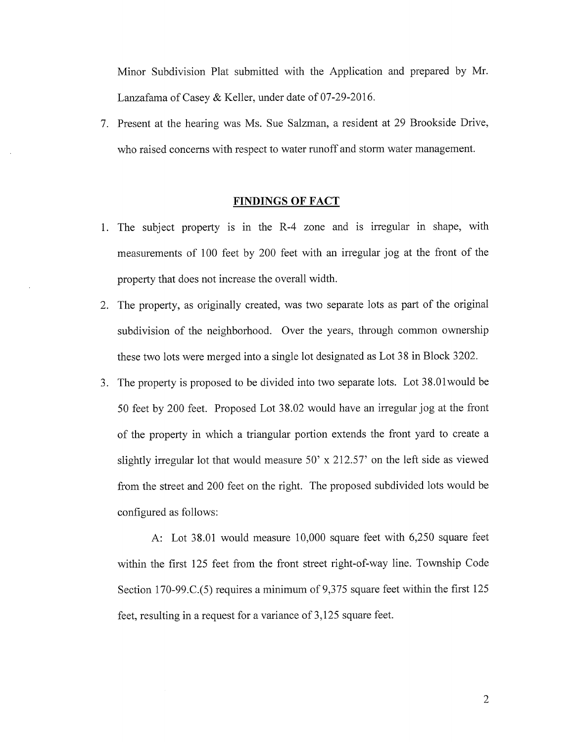Minor Subdivision Plat submitted with the Application and prepared by Mr. Lanzafama of Casey & Keller, under date of 07-29-2016.

7. Present at the hearing was Ms. Sue Salzman, a resident at 29 Brookside Drive, who raised concerns with respect to water runoff and storm water management.

## FINDINGS OF FACT

1. The subject property is in the R-4 zone and is irregular in shape, with measurements of 100 feet by 200 feet with an irregular jog at the front of the property that does not increase the overall width.

2. The property, as originally created, was two separate lots as part of the original subdivision of the neighborhood. Over the years, through common ownership these two lots were merged into a single lot designated as Lot 38 in Block 3202.

3. The property is proposed to be divided into two separate lots. Lot 38.01would be 50 feet by 200 feet. Proposed Lot 38.02 would have an irregular jog at the front of the property in which a triangular portion extends the front yard to create a slightly irregular lot that would measure 50' x 212.57' on the left side as viewed from the street and 200 feet on the right. The proposed subdivided lots would be configured as follows:

   A: Lot 38.01 would measure 10,000 square feet with 6,250 square feet within the first 125 feet from the front street right-of-way line. Township Code Section 170-99.C.(5) requires a minimum of 9,375 square feet within the first 125 feet, resulting in a request for a variance of 3,125 square feet.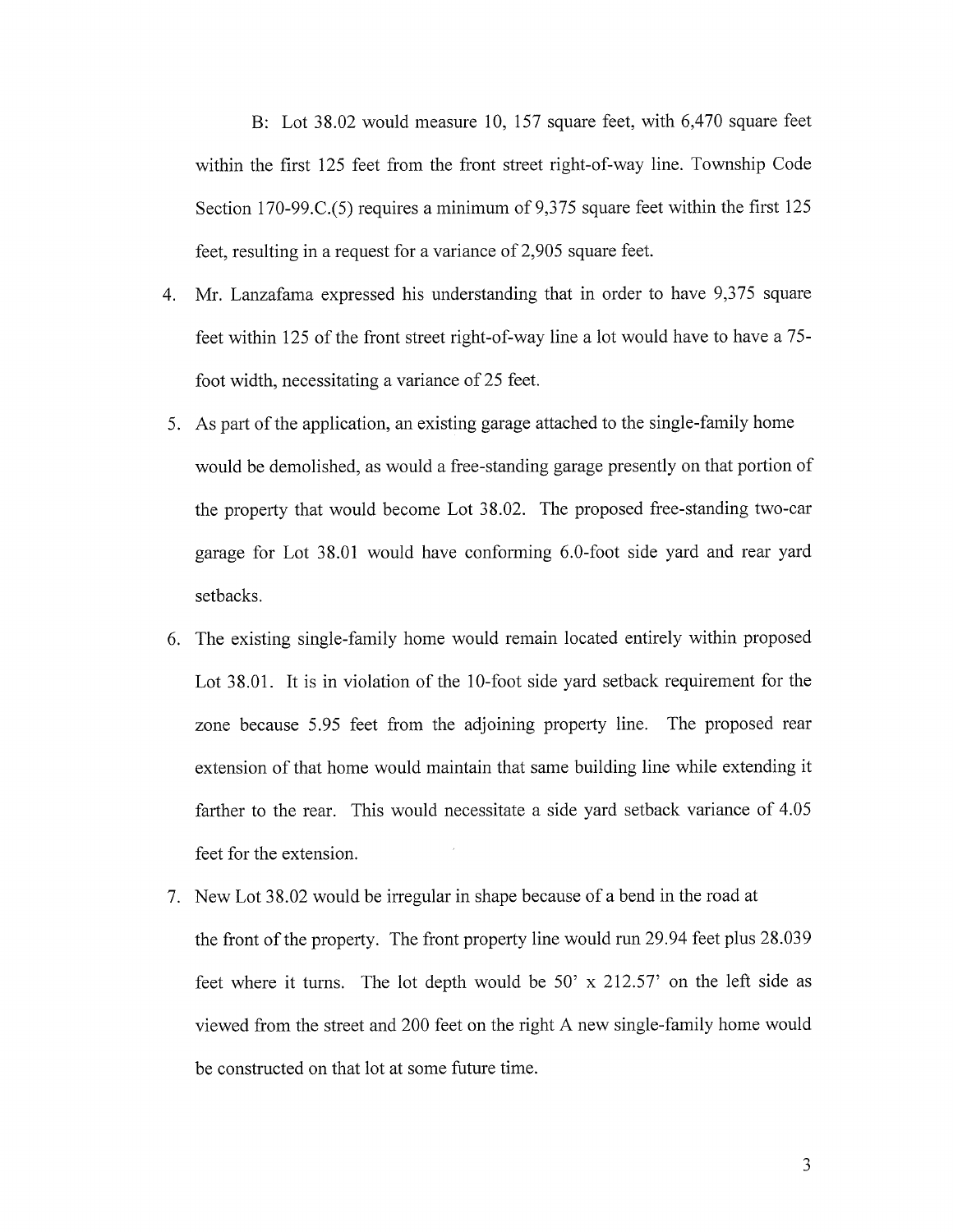B: Lot 38.02 would measure 10, 157 square feet, with 6,470 square feet within the first 125 feet from the front street right-of-way line. Township Code Section 170-99.C.(5) requires a minimum of 9,375 square feet within the first 125 feet, resulting in a request for a variance of 2,905 square feet.

4. Mr. Lanzafama expressed his understanding that in order to have 9,375 square feet within 125 of the front street right-of-way line a lot would have to have a 75-foot width, necessitating a variance of 25 feet.
5. As part of the application, an existing garage attached to the single-family home would be demolished, as would a free-standing garage presently on that portion of the property that would become Lot 38.02. The proposed free-standing two-car garage for Lot 38.01 would have conforming 6.0-foot side yard and rear yard setbacks.
6. The existing single-family home would remain located entirely within proposed Lot 38.01. It is in violation of the 10-foot side yard setback requirement for the zone because 5.95 feet from the adjoining property line. The proposed rear extension of that home would maintain that same building line while extending it farther to the rear. This would necessitate a side yard setback variance of 4.05 feet for the extension.
7. New Lot 38.02 would be irregular in shape because of a bend in the road at the front of the property. The front property line would run 29.94 feet plus 28.039 feet where it turns. The lot depth would be 50' x 212.57' on the left side as viewed from the street and 200 feet on the right A new single-family home would be constructed on that lot at some future time.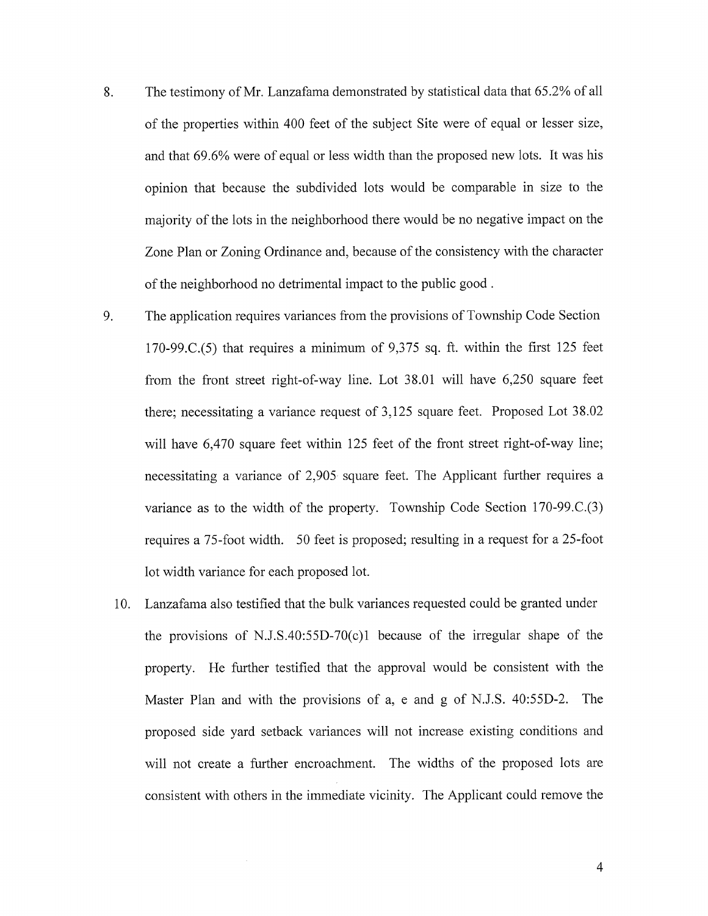8. The testimony of Mr. Lanzafama demonstrated by statistical data that 65.2% of all of the properties within 400 feet of the subject Site were of equal or lesser size, and that 69.6% were of equal or less width than the proposed new lots. It was his opinion that because the subdivided lots would be comparable in size to the majority of the lots in the neighborhood there would be no negative impact on the Zone Plan or Zoning Ordinance and, because of the consistency with the character of the neighborhood no detrimental impact to the public good .

9. The application requires variances from the provisions of Township Code Section 170-99.C.(5) that requires a minimum of 9,375 sq. ft. within the first 125 feet from the front street right-of-way line. Lot 38.01 will have 6,250 square feet there; necessitating a variance request of 3,125 square feet. Proposed Lot 38.02 will have 6,470 square feet within 125 feet of the front street right-of-way line; necessitating a variance of 2,905 square feet. The Applicant further requires a variance as to the width of the property. Township Code Section 170-99.C.(3) requires a 75-foot width. 50 feet is proposed; resulting in a request for a 25-foot lot width variance for each proposed lot.

10. Lanzafama also testified that the bulk variances requested could be granted under the provisions of N.J.S.40:55D-70(c)1 because of the irregular shape of the property. He further testified that the approval would be consistent with the Master Plan and with the provisions of a, e and g of N.J.S. 40:55D-2. The proposed side yard setback variances will not increase existing conditions and will not create a further encroachment. The widths of the proposed lots are consistent with others in the immediate vicinity. The Applicant could remove the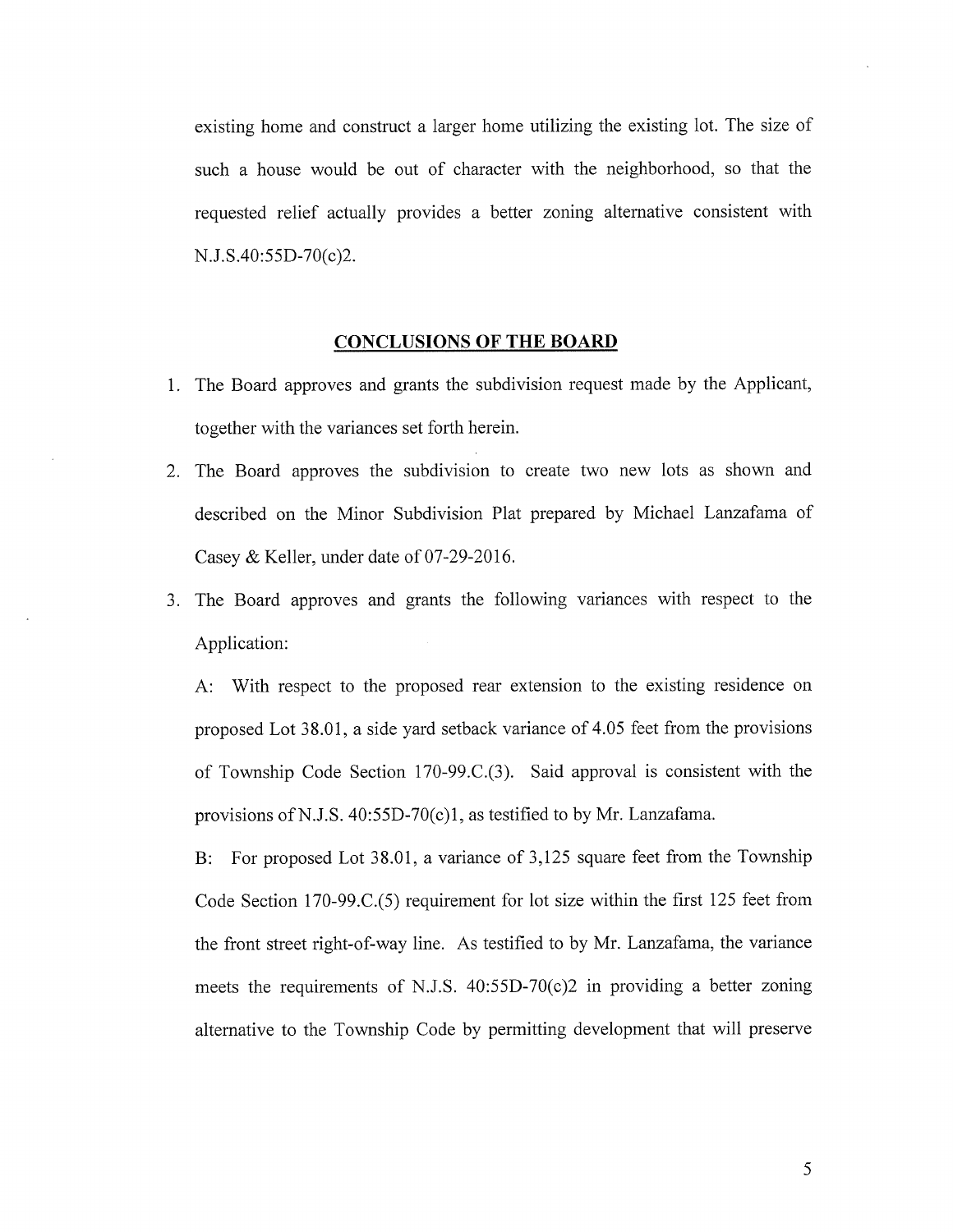existing home and construct a larger home utilizing the existing lot. The size of such a house would be out of character with the neighborhood, so that the requested relief actually provides a better zoning alternative consistent with N.J.S.40:55D-70(c)2.

## CONCLUSIONS OF THE BOARD

1. The Board approves and grants the subdivision request made by the Applicant, together with the variances set forth herein.
2. The Board approves the subdivision to create two new lots as shown and described on the Minor Subdivision Plat prepared by Michael Lanzafama of Casey & Keller, under date of 07-29-2016.
3. The Board approves and grants the following variances with respect to the Application:

   A: With respect to the proposed rear extension to the existing residence on proposed Lot 38.01, a side yard setback variance of 4.05 feet from the provisions of Township Code Section 170-99.C.(3). Said approval is consistent with the provisions of N.J.S. 40:55D-70(c)1, as testified to by Mr. Lanzafama.

   B: For proposed Lot 38.01, a variance of 3,125 square feet from the Township Code Section 170-99.C.(5) requirement for lot size within the first 125 feet from the front street right-of-way line. As testified to by Mr. Lanzafama, the variance meets the requirements of N.J.S. 40:55D-70(c)2 in providing a better zoning alternative to the Township Code by permitting development that will preserve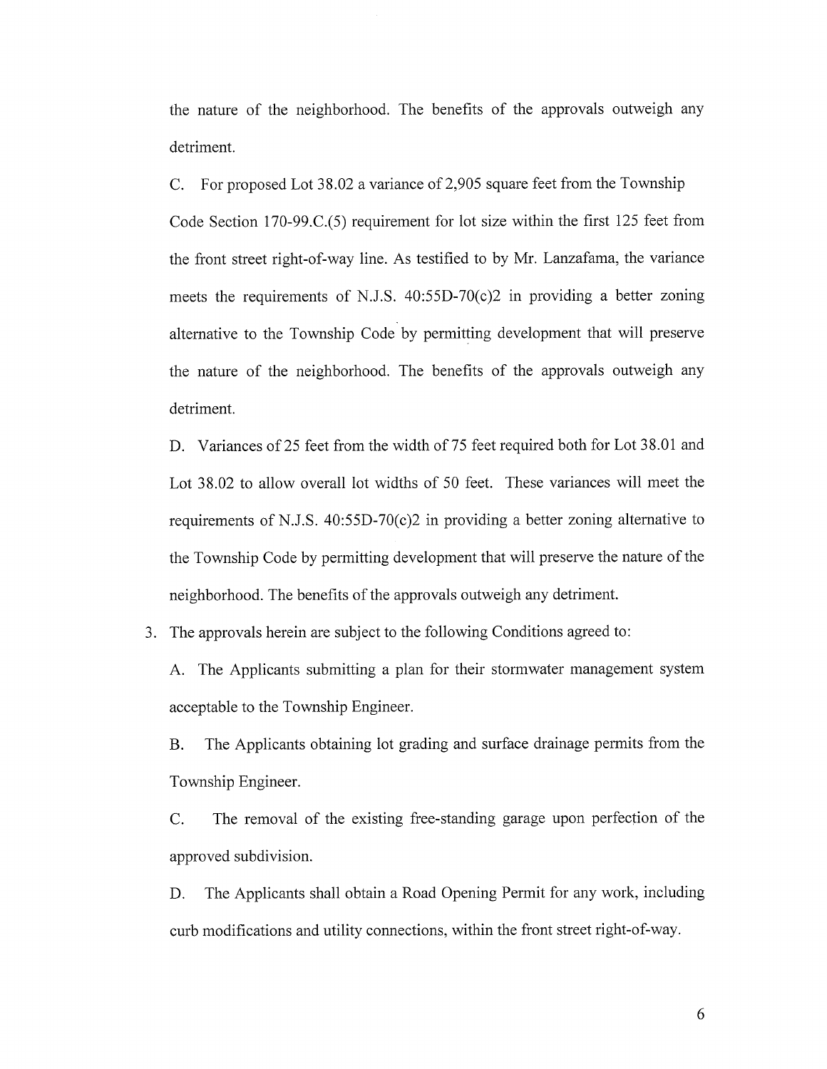the nature of the neighborhood. The benefits of the approvals outweigh any detriment.

C. For proposed Lot 38.02 a variance of 2,905 square feet from the Township Code Section 170-99.C.(5) requirement for lot size within the first 125 feet from the front street right-of-way line. As testified to by Mr. Lanzafama, the variance meets the requirements of N.J.S. 40:55D-70(c)2 in providing a better zoning alternative to the Township Code by permitting development that will preserve the nature of the neighborhood. The benefits of the approvals outweigh any detriment.

D. Variances of 25 feet from the width of 75 feet required both for Lot 38.01 and Lot 38.02 to allow overall lot widths of 50 feet. These variances will meet the requirements of N.J.S. 40:55D-70(c)2 in providing a better zoning alternative to the Township Code by permitting development that will preserve the nature of the neighborhood. The benefits of the approvals outweigh any detriment.

3. The approvals herein are subject to the following Conditions agreed to:

   A. The Applicants submitting a plan for their stormwater management system acceptable to the Township Engineer.

   B. The Applicants obtaining lot grading and surface drainage permits from the Township Engineer.

   C. The removal of the existing free-standing garage upon perfection of the approved subdivision.

   D. The Applicants shall obtain a Road Opening Permit for any work, including curb modifications and utility connections, within the front street right-of-way.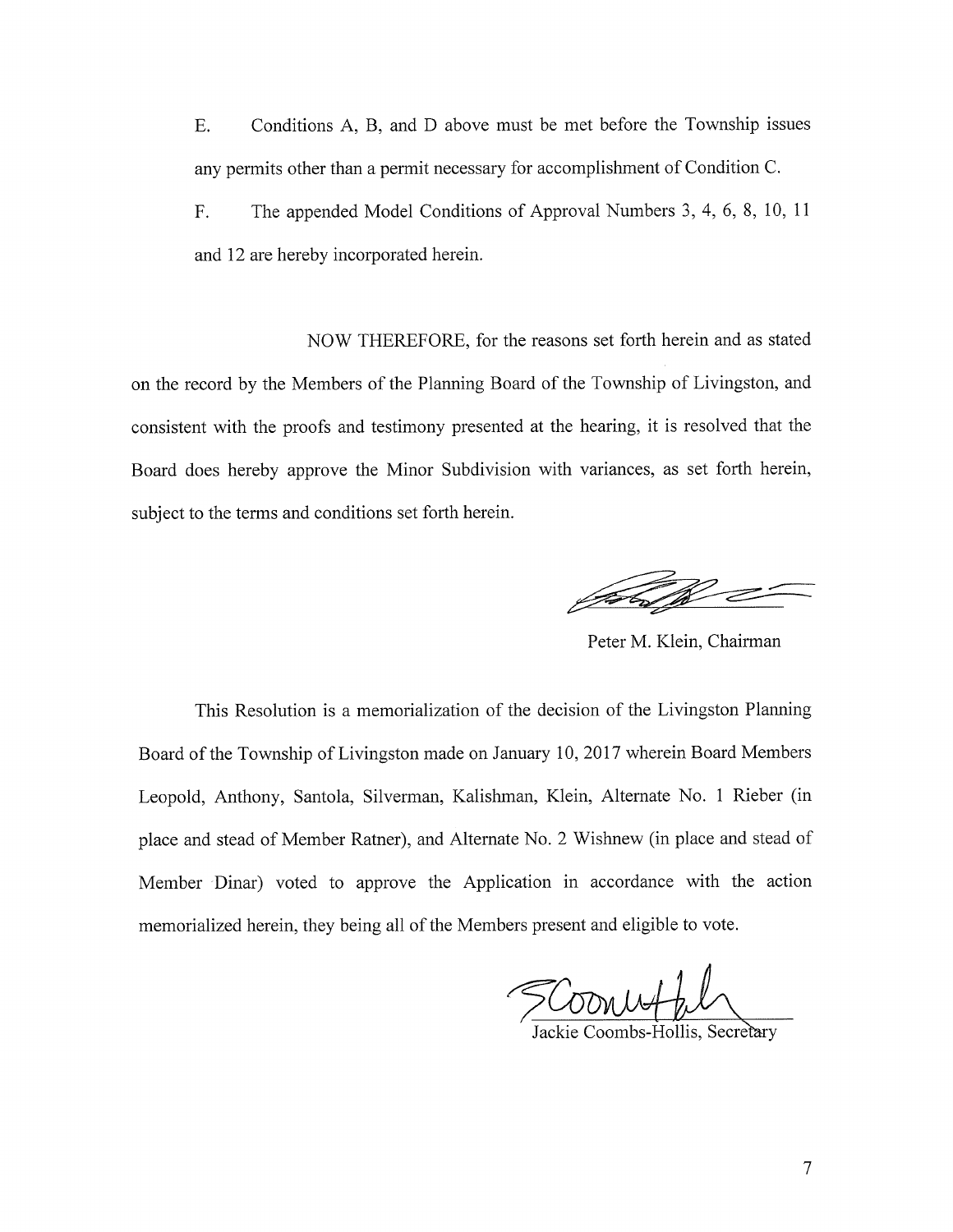E. Conditions A, B, and D above must be met before the Township issues any permits other than a permit necessary for accomplishment of Condition C.

F. The appended Model Conditions of Approval Numbers 3, 4, 6, 8, 10, 11 and 12 are hereby incorporated herein.

NOW THEREFORE, for the reasons set forth herein and as stated on the record by the Members of the Planning Board of the Township of Livingston, and consistent with the proofs and testimony presented at the hearing, it is resolved that the Board does hereby approve the Minor Subdivision with variances, as set forth herein, subject to the terms and conditions set forth herein.

Peter M. Klein, Chairman

This Resolution is a memorialization of the decision of the Livingston Planning Board of the Township of Livingston made on January 10, 2017 wherein Board Members Leopold, Anthony, Santola, Silverman, Kalishman, Klein, Alternate No. 1 Rieber (in place and stead of Member Ratner), and Alternate No. 2 Wishnew (in place and stead of Member Dinar) voted to approve the Application in accordance with the action memorialized herein, they being all of the Members present and eligible to vote.

Jackie Coombs-Hollis, Secretary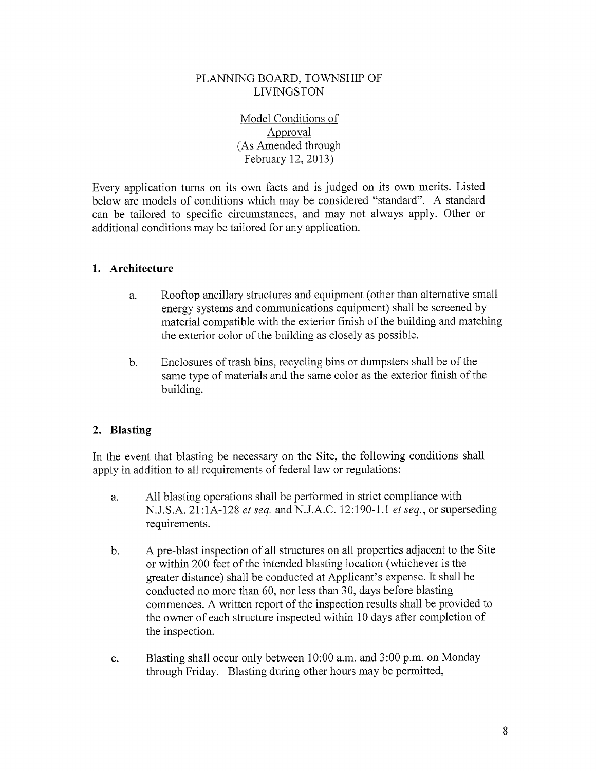PLANNING BOARD, TOWNSHIP OF LIVINGSTON

Model Conditions of Approval
(As Amended through February 12, 2013)

Every application turns on its own facts and is judged on its own merits. Listed below are models of conditions which may be considered "standard". A standard can be tailored to specific circumstances, and may not always apply. Other or additional conditions may be tailored for any application.

## 1. Architecture

a. Rooftop ancillary structures and equipment (other than alternative small energy systems and communications equipment) shall be screened by material compatible with the exterior finish of the building and matching the exterior color of the building as closely as possible.

b. Enclosures of trash bins, recycling bins or dumpsters shall be of the same type of materials and the same color as the exterior finish of the building.

## 2. Blasting

In the event that blasting be necessary on the Site, the following conditions shall apply in addition to all requirements of federal law or regulations:

a. All blasting operations shall be performed in strict compliance with N.J.S.A. 21:1A-128 *et seq.* and N.J.A.C. 12:190-1.1 *et seq.*, or superseding requirements.

b. A pre-blast inspection of all structures on all properties adjacent to the Site or within 200 feet of the intended blasting location (whichever is the greater distance) shall be conducted at Applicant's expense. It shall be conducted no more than 60, nor less than 30, days before blasting commences. A written report of the inspection results shall be provided to the owner of each structure inspected within 10 days after completion of the inspection.

c. Blasting shall occur only between 10:00 a.m. and 3:00 p.m. on Monday through Friday. Blasting during other hours may be permitted,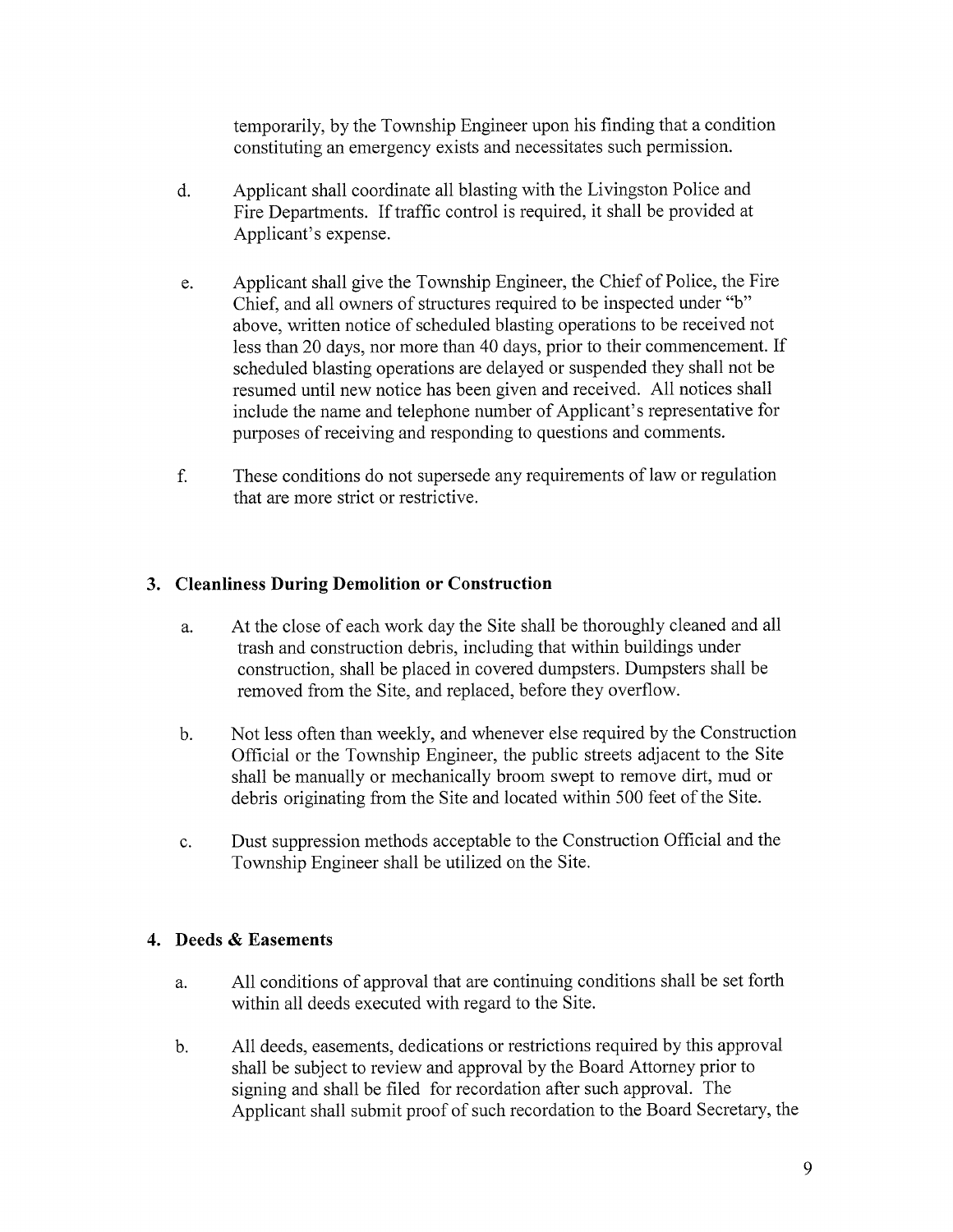temporarily, by the Township Engineer upon his finding that a condition constituting an emergency exists and necessitates such permission.

d. Applicant shall coordinate all blasting with the Livingston Police and Fire Departments. If traffic control is required, it shall be provided at Applicant's expense.

e. Applicant shall give the Township Engineer, the Chief of Police, the Fire Chief, and all owners of structures required to be inspected under "b" above, written notice of scheduled blasting operations to be received not less than 20 days, nor more than 40 days, prior to their commencement. If scheduled blasting operations are delayed or suspended they shall not be resumed until new notice has been given and received. All notices shall include the name and telephone number of Applicant's representative for purposes of receiving and responding to questions and comments.

f. These conditions do not supersede any requirements of law or regulation that are more strict or restrictive.

## 3. Cleanliness During Demolition or Construction

a. At the close of each work day the Site shall be thoroughly cleaned and all trash and construction debris, including that within buildings under construction, shall be placed in covered dumpsters. Dumpsters shall be removed from the Site, and replaced, before they overflow.

b. Not less often than weekly, and whenever else required by the Construction Official or the Township Engineer, the public streets adjacent to the Site shall be manually or mechanically broom swept to remove dirt, mud or debris originating from the Site and located within 500 feet of the Site.

c. Dust suppression methods acceptable to the Construction Official and the Township Engineer shall be utilized on the Site.

## 4. Deeds & Easements

a. All conditions of approval that are continuing conditions shall be set forth within all deeds executed with regard to the Site.

b. All deeds, easements, dedications or restrictions required by this approval shall be subject to review and approval by the Board Attorney prior to signing and shall be filed for recordation after such approval. The Applicant shall submit proof of such recordation to the Board Secretary, the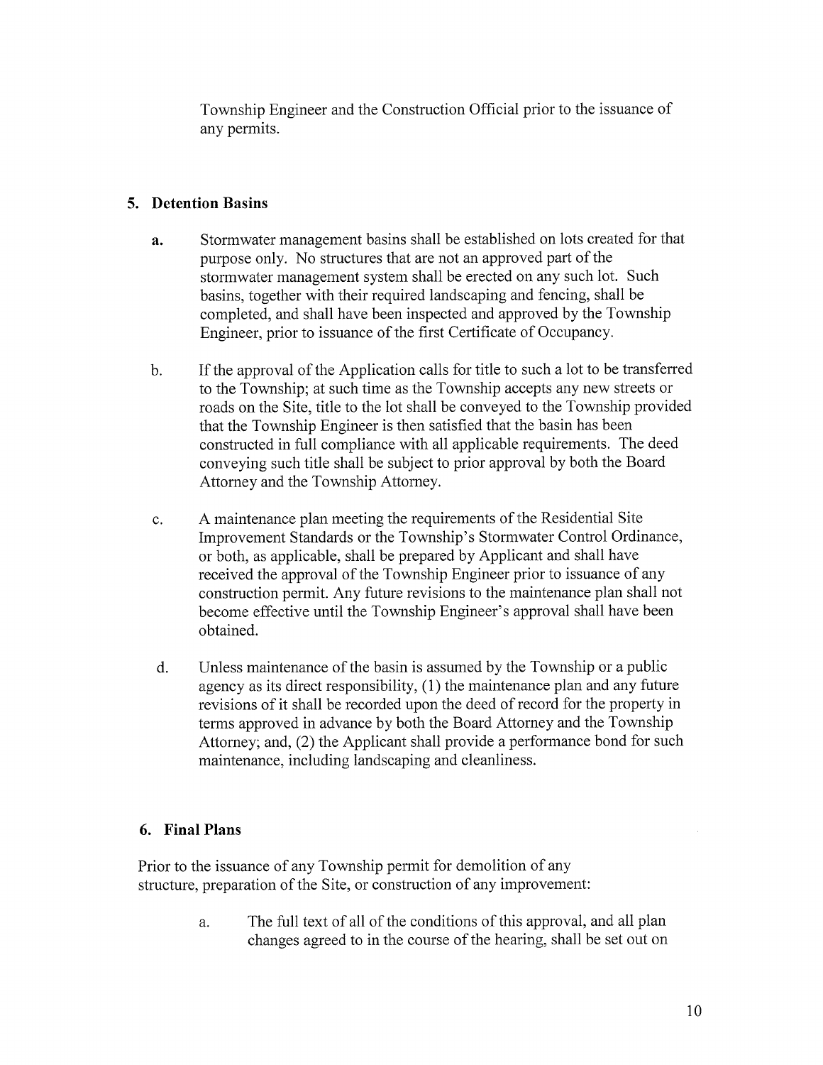Township Engineer and the Construction Official prior to the issuance of any permits.

## 5. Detention Basins

**a.** Stormwater management basins shall be established on lots created for that purpose only. No structures that are not an approved part of the stormwater management system shall be erected on any such lot. Such basins, together with their required landscaping and fencing, shall be completed, and shall have been inspected and approved by the Township Engineer, prior to issuance of the first Certificate of Occupancy.

b. If the approval of the Application calls for title to such a lot to be transferred to the Township; at such time as the Township accepts any new streets or roads on the Site, title to the lot shall be conveyed to the Township provided that the Township Engineer is then satisfied that the basin has been constructed in full compliance with all applicable requirements. The deed conveying such title shall be subject to prior approval by both the Board Attorney and the Township Attorney.

c. A maintenance plan meeting the requirements of the Residential Site Improvement Standards or the Township's Stormwater Control Ordinance, or both, as applicable, shall be prepared by Applicant and shall have received the approval of the Township Engineer prior to issuance of any construction permit. Any future revisions to the maintenance plan shall not become effective until the Township Engineer's approval shall have been obtained.

d. Unless maintenance of the basin is assumed by the Township or a public agency as its direct responsibility, (1) the maintenance plan and any future revisions of it shall be recorded upon the deed of record for the property in terms approved in advance by both the Board Attorney and the Township Attorney; and, (2) the Applicant shall provide a performance bond for such maintenance, including landscaping and cleanliness.

## 6. Final Plans

Prior to the issuance of any Township permit for demolition of any structure, preparation of the Site, or construction of any improvement:

a. The full text of all of the conditions of this approval, and all plan changes agreed to in the course of the hearing, shall be set out on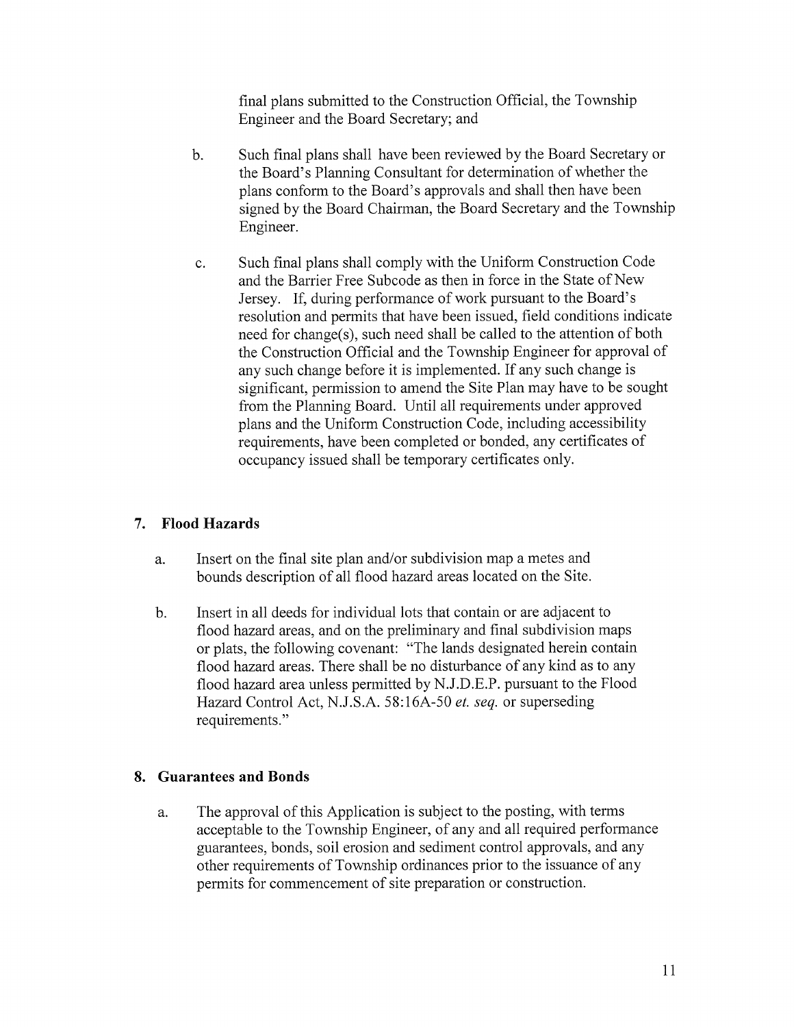final plans submitted to the Construction Official, the Township Engineer and the Board Secretary; and

b. Such final plans shall have been reviewed by the Board Secretary or the Board's Planning Consultant for determination of whether the plans conform to the Board's approvals and shall then have been signed by the Board Chairman, the Board Secretary and the Township Engineer.

c. Such final plans shall comply with the Uniform Construction Code and the Barrier Free Subcode as then in force in the State of New Jersey. If, during performance of work pursuant to the Board's resolution and permits that have been issued, field conditions indicate need for change(s), such need shall be called to the attention of both the Construction Official and the Township Engineer for approval of any such change before it is implemented. If any such change is significant, permission to amend the Site Plan may have to be sought from the Planning Board. Until all requirements under approved plans and the Uniform Construction Code, including accessibility requirements, have been completed or bonded, any certificates of occupancy issued shall be temporary certificates only.

## 7. Flood Hazards

a. Insert on the final site plan and/or subdivision map a metes and bounds description of all flood hazard areas located on the Site.

b. Insert in all deeds for individual lots that contain or are adjacent to flood hazard areas, and on the preliminary and final subdivision maps or plats, the following covenant: "The lands designated herein contain flood hazard areas. There shall be no disturbance of any kind as to any flood hazard area unless permitted by N.J.D.E.P. pursuant to the Flood Hazard Control Act, N.J.S.A. 58:16A-50 *et. seq.* or superseding requirements."

## 8. Guarantees and Bonds

a. The approval of this Application is subject to the posting, with terms acceptable to the Township Engineer, of any and all required performance guarantees, bonds, soil erosion and sediment control approvals, and any other requirements of Township ordinances prior to the issuance of any permits for commencement of site preparation or construction.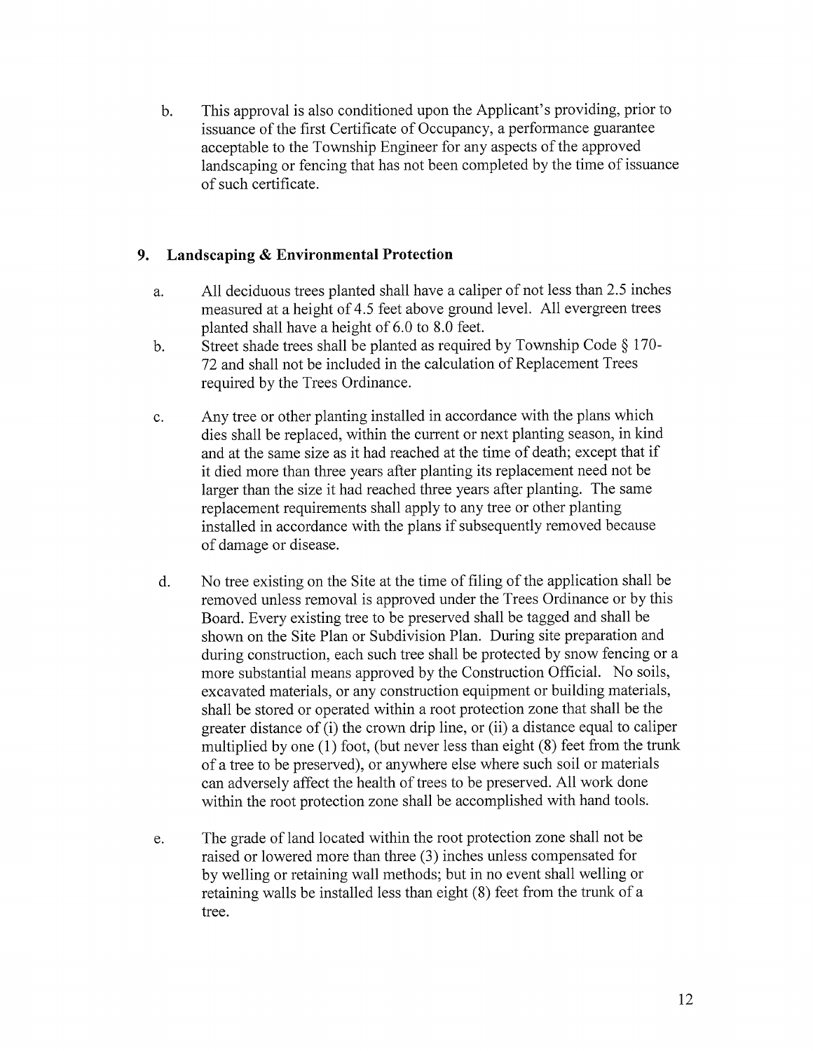b. This approval is also conditioned upon the Applicant's providing, prior to issuance of the first Certificate of Occupancy, a performance guarantee acceptable to the Township Engineer for any aspects of the approved landscaping or fencing that has not been completed by the time of issuance of such certificate.

## 9. Landscaping & Environmental Protection

a. All deciduous trees planted shall have a caliper of not less than 2.5 inches measured at a height of 4.5 feet above ground level. All evergreen trees planted shall have a height of 6.0 to 8.0 feet.

b. Street shade trees shall be planted as required by Township Code § 170-72 and shall not be included in the calculation of Replacement Trees required by the Trees Ordinance.

c. Any tree or other planting installed in accordance with the plans which dies shall be replaced, within the current or next planting season, in kind and at the same size as it had reached at the time of death; except that if it died more than three years after planting its replacement need not be larger than the size it had reached three years after planting. The same replacement requirements shall apply to any tree or other planting installed in accordance with the plans if subsequently removed because of damage or disease.

d. No tree existing on the Site at the time of filing of the application shall be removed unless removal is approved under the Trees Ordinance or by this Board. Every existing tree to be preserved shall be tagged and shall be shown on the Site Plan or Subdivision Plan. During site preparation and during construction, each such tree shall be protected by snow fencing or a more substantial means approved by the Construction Official. No soils, excavated materials, or any construction equipment or building materials, shall be stored or operated within a root protection zone that shall be the greater distance of (i) the crown drip line, or (ii) a distance equal to caliper multiplied by one (1) foot, (but never less than eight (8) feet from the trunk of a tree to be preserved), or anywhere else where such soil or materials can adversely affect the health of trees to be preserved. All work done within the root protection zone shall be accomplished with hand tools.

e. The grade of land located within the root protection zone shall not be raised or lowered more than three (3) inches unless compensated for by welling or retaining wall methods; but in no event shall welling or retaining walls be installed less than eight (8) feet from the trunk of a tree.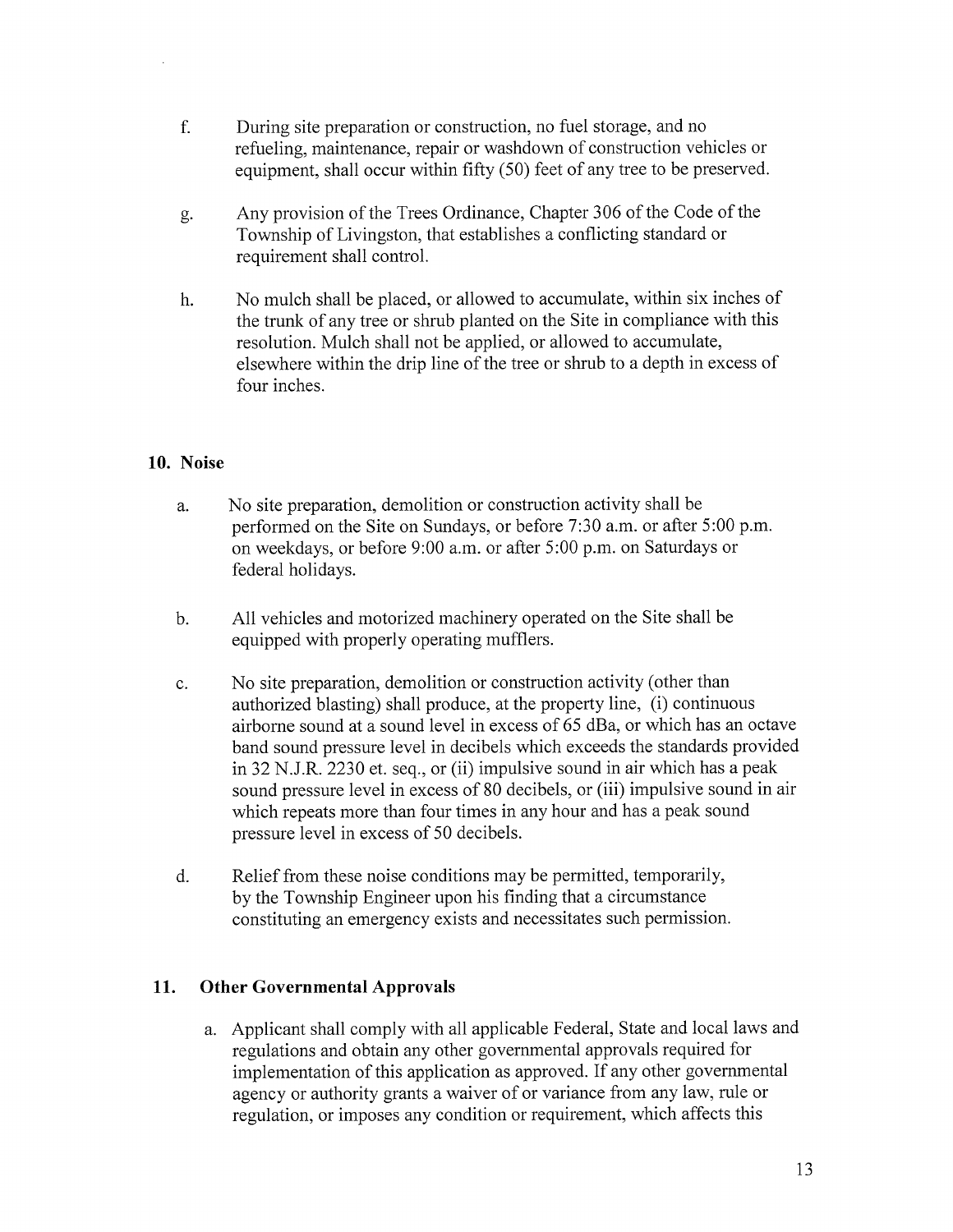f. During site preparation or construction, no fuel storage, and no refueling, maintenance, repair or washdown of construction vehicles or equipment, shall occur within fifty (50) feet of any tree to be preserved.

g. Any provision of the Trees Ordinance, Chapter 306 of the Code of the Township of Livingston, that establishes a conflicting standard or requirement shall control.

h. No mulch shall be placed, or allowed to accumulate, within six inches of the trunk of any tree or shrub planted on the Site in compliance with this resolution. Mulch shall not be applied, or allowed to accumulate, elsewhere within the drip line of the tree or shrub to a depth in excess of four inches.

## 10. Noise

a. No site preparation, demolition or construction activity shall be performed on the Site on Sundays, or before 7:30 a.m. or after 5:00 p.m. on weekdays, or before 9:00 a.m. or after 5:00 p.m. on Saturdays or federal holidays.

b. All vehicles and motorized machinery operated on the Site shall be equipped with properly operating mufflers.

c. No site preparation, demolition or construction activity (other than authorized blasting) shall produce, at the property line, (i) continuous airborne sound at a sound level in excess of 65 dBa, or which has an octave band sound pressure level in decibels which exceeds the standards provided in 32 N.J.R. 2230 et. seq., or (ii) impulsive sound in air which has a peak sound pressure level in excess of 80 decibels, or (iii) impulsive sound in air which repeats more than four times in any hour and has a peak sound pressure level in excess of 50 decibels.

d. Relief from these noise conditions may be permitted, temporarily, by the Township Engineer upon his finding that a circumstance constituting an emergency exists and necessitates such permission.

## 11. Other Governmental Approvals

a. Applicant shall comply with all applicable Federal, State and local laws and regulations and obtain any other governmental approvals required for implementation of this application as approved. If any other governmental agency or authority grants a waiver of or variance from any law, rule or regulation, or imposes any condition or requirement, which affects this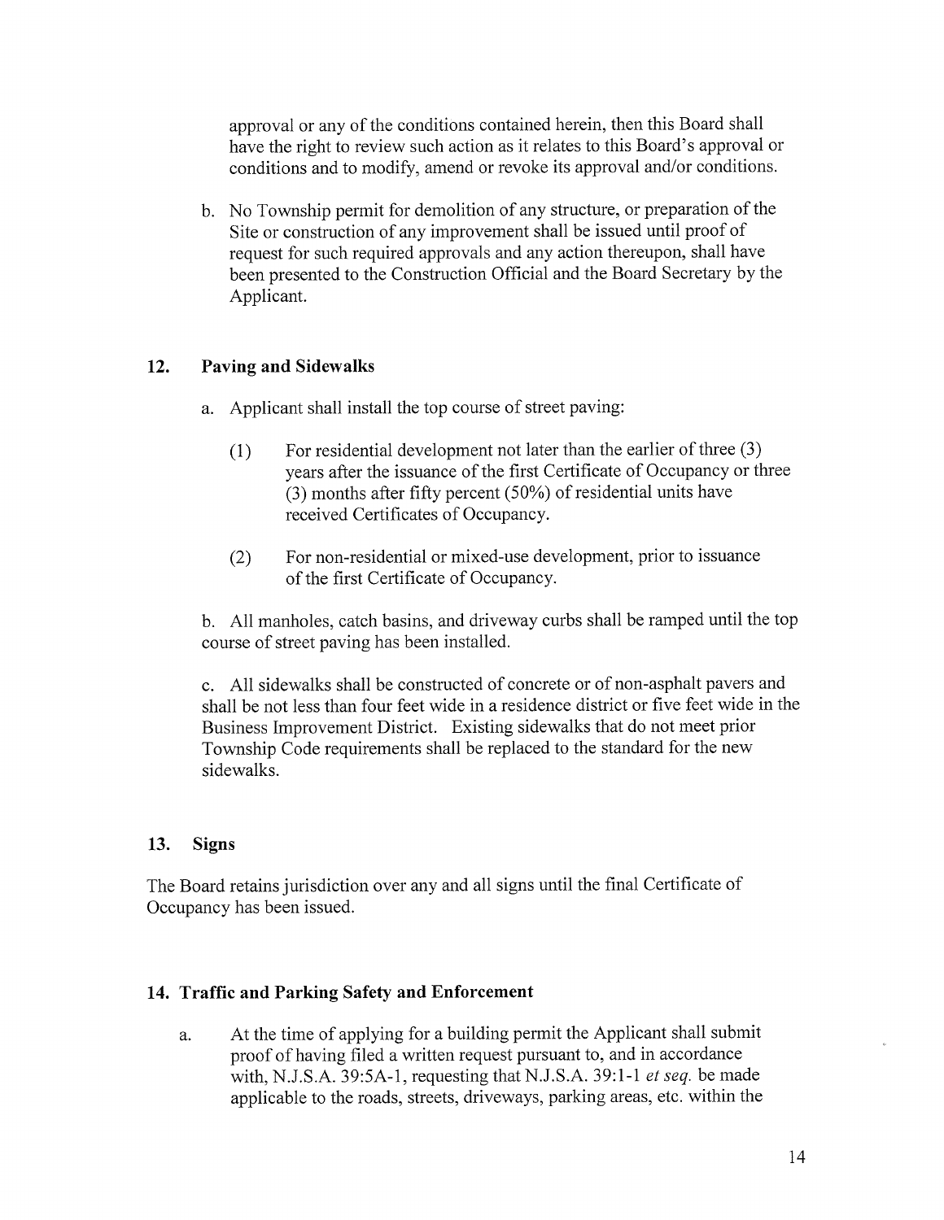approval or any of the conditions contained herein, then this Board shall have the right to review such action as it relates to this Board's approval or conditions and to modify, amend or revoke its approval and/or conditions.

b. No Township permit for demolition of any structure, or preparation of the Site or construction of any improvement shall be issued until proof of request for such required approvals and any action thereupon, shall have been presented to the Construction Official and the Board Secretary by the Applicant.

## 12. Paving and Sidewalks

a. Applicant shall install the top course of street paving:

(1) For residential development not later than the earlier of three (3) years after the issuance of the first Certificate of Occupancy or three (3) months after fifty percent (50%) of residential units have received Certificates of Occupancy.

(2) For non-residential or mixed-use development, prior to issuance of the first Certificate of Occupancy.

b. All manholes, catch basins, and driveway curbs shall be ramped until the top course of street paving has been installed.

c. All sidewalks shall be constructed of concrete or of non-asphalt pavers and shall be not less than four feet wide in a residence district or five feet wide in the Business Improvement District. Existing sidewalks that do not meet prior Township Code requirements shall be replaced to the standard for the new sidewalks.

## 13. Signs

The Board retains jurisdiction over any and all signs until the final Certificate of Occupancy has been issued.

## 14. Traffic and Parking Safety and Enforcement

a. At the time of applying for a building permit the Applicant shall submit proof of having filed a written request pursuant to, and in accordance with, N.J.S.A. 39:5A-1, requesting that N.J.S.A. 39:1-1 *et seq.* be made applicable to the roads, streets, driveways, parking areas, etc. within the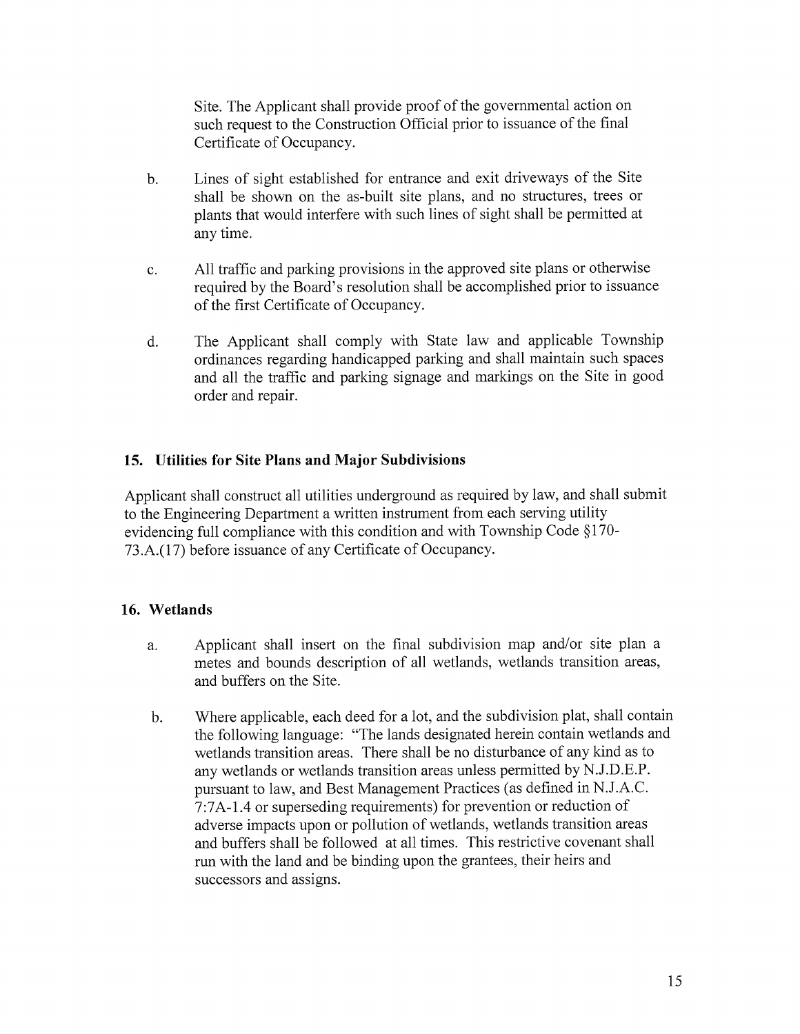Site. The Applicant shall provide proof of the governmental action on such request to the Construction Official prior to issuance of the final Certificate of Occupancy.

b. Lines of sight established for entrance and exit driveways of the Site shall be shown on the as-built site plans, and no structures, trees or plants that would interfere with such lines of sight shall be permitted at any time.

c. All traffic and parking provisions in the approved site plans or otherwise required by the Board's resolution shall be accomplished prior to issuance of the first Certificate of Occupancy.

d. The Applicant shall comply with State law and applicable Township ordinances regarding handicapped parking and shall maintain such spaces and all the traffic and parking signage and markings on the Site in good order and repair.

## 15. Utilities for Site Plans and Major Subdivisions

Applicant shall construct all utilities underground as required by law, and shall submit to the Engineering Department a written instrument from each serving utility evidencing full compliance with this condition and with Township Code §170-73.A.(17) before issuance of any Certificate of Occupancy.

## 16. Wetlands

a. Applicant shall insert on the final subdivision map and/or site plan a metes and bounds description of all wetlands, wetlands transition areas, and buffers on the Site.

b. Where applicable, each deed for a lot, and the subdivision plat, shall contain the following language: "The lands designated herein contain wetlands and wetlands transition areas. There shall be no disturbance of any kind as to any wetlands or wetlands transition areas unless permitted by N.J.D.E.P. pursuant to law, and Best Management Practices (as defined in N.J.A.C. 7:7A-1.4 or superseding requirements) for prevention or reduction of adverse impacts upon or pollution of wetlands, wetlands transition areas and buffers shall be followed at all times. This restrictive covenant shall run with the land and be binding upon the grantees, their heirs and successors and assigns.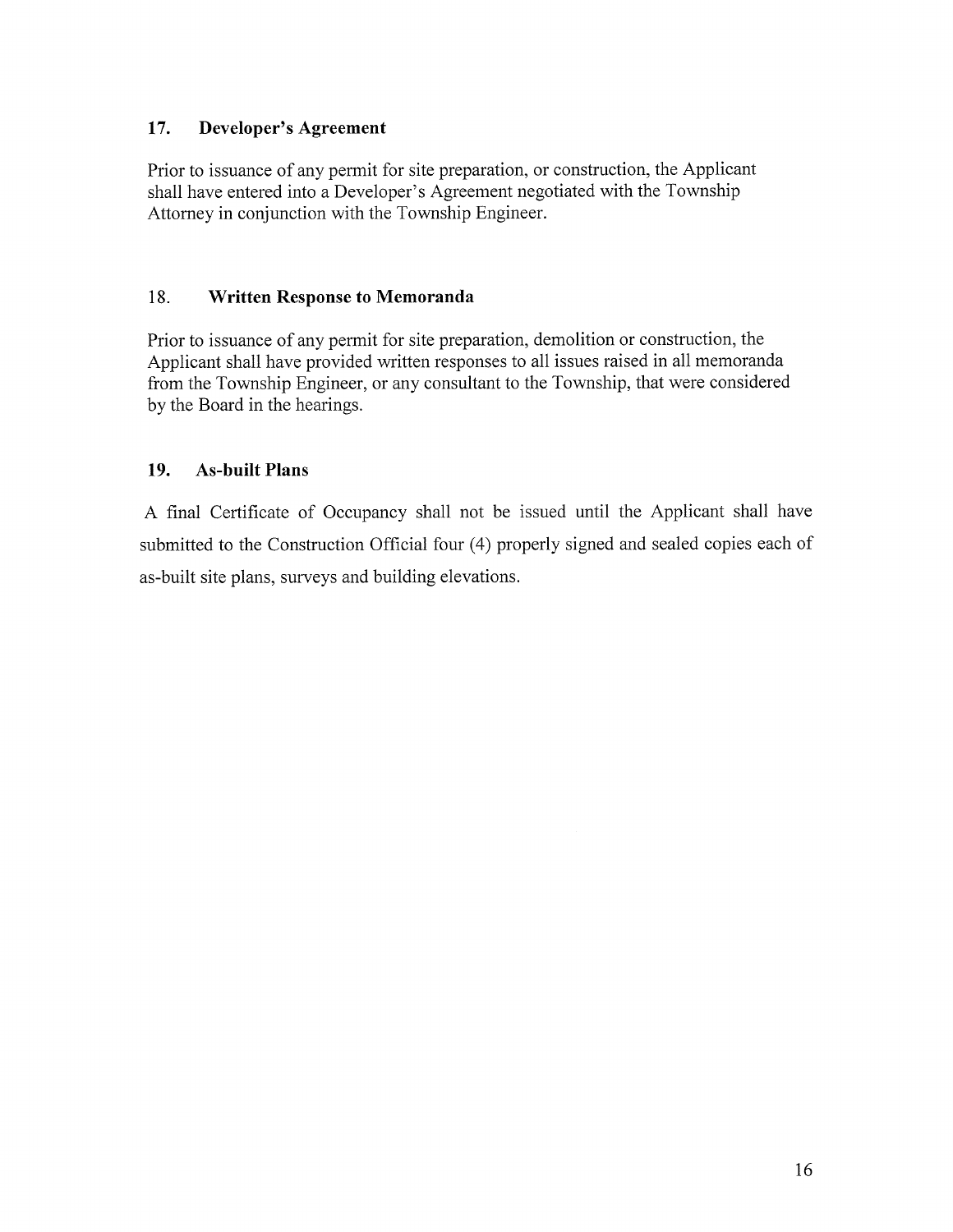### 17. Developer's Agreement

Prior to issuance of any permit for site preparation, or construction, the Applicant shall have entered into a Developer's Agreement negotiated with the Township Attorney in conjunction with the Township Engineer.

### 18. Written Response to Memoranda

Prior to issuance of any permit for site preparation, demolition or construction, the Applicant shall have provided written responses to all issues raised in all memoranda from the Township Engineer, or any consultant to the Township, that were considered by the Board in the hearings.

### 19. As-built Plans

A final Certificate of Occupancy shall not be issued until the Applicant shall have submitted to the Construction Official four (4) properly signed and sealed copies each of as-built site plans, surveys and building elevations.